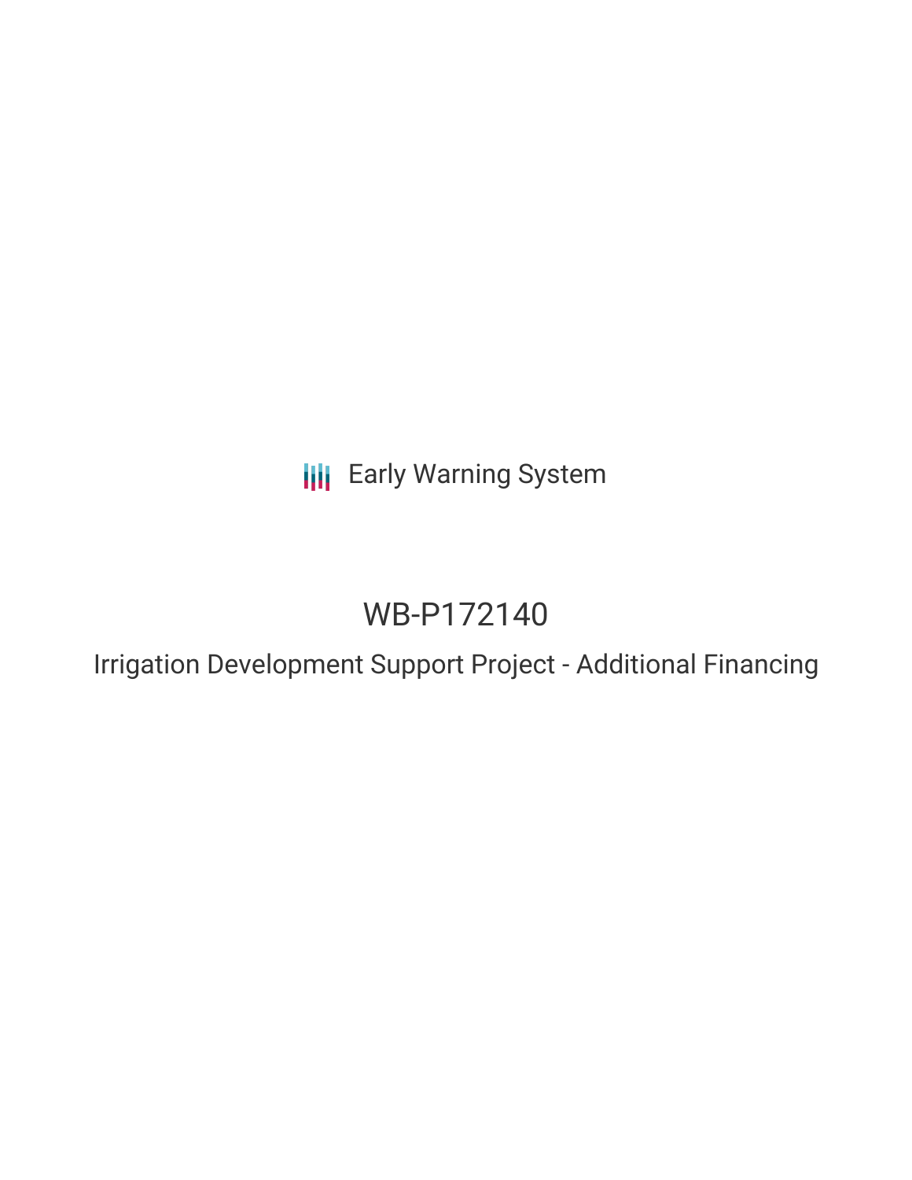Early Warning System

# WB-P172140

## Irrigation Development Support Project - Additional Financing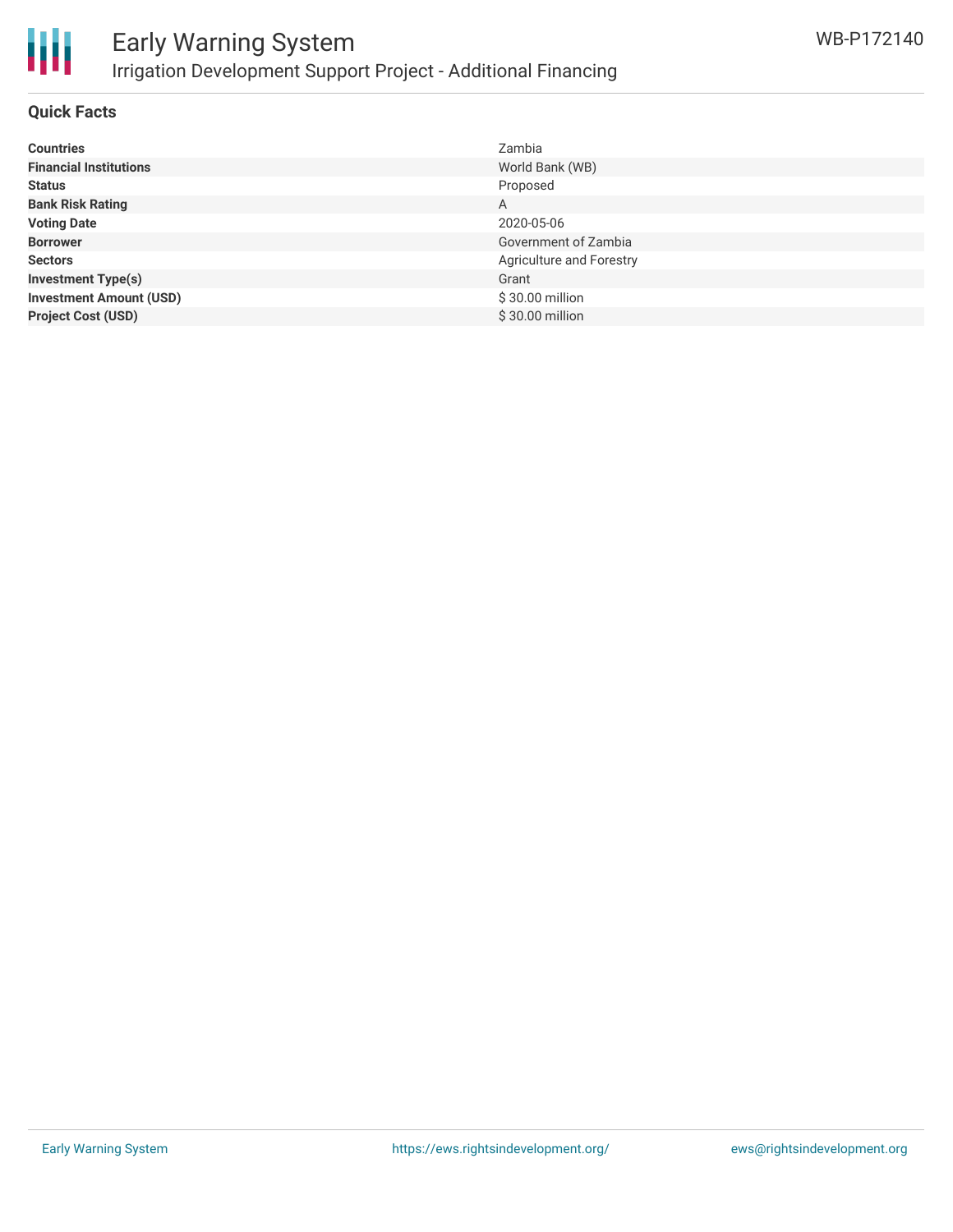## Quick Facts

| | |
|---|---|
| **Countries** | Zambia |
| **Financial Institutions** | World Bank (WB) |
| **Status** | Proposed |
| **Bank Risk Rating** | A |
| **Voting Date** | 2020-05-06 |
| **Borrower** | Government of Zambia |
| **Sectors** | Agriculture and Forestry |
| **Investment Type(s)** | Grant |
| **Investment Amount (USD)** | $ 30.00 million |
| **Project Cost (USD)** | $ 30.00 million |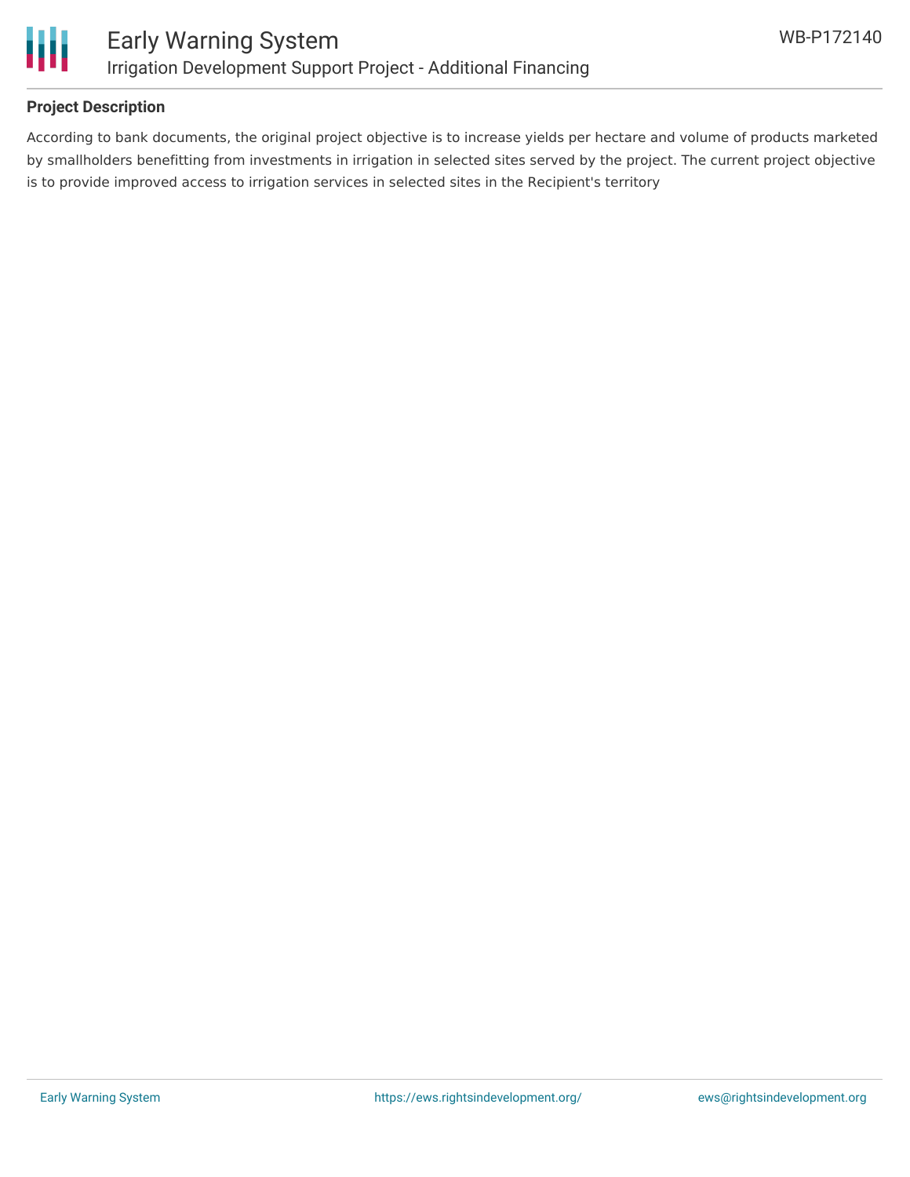## Project Description

According to bank documents, the original project objective is to increase yields per hectare and volume of products marketed by smallholders benefitting from investments in irrigation in selected sites served by the project. The current project objective is to provide improved access to irrigation services in selected sites in the Recipient's territory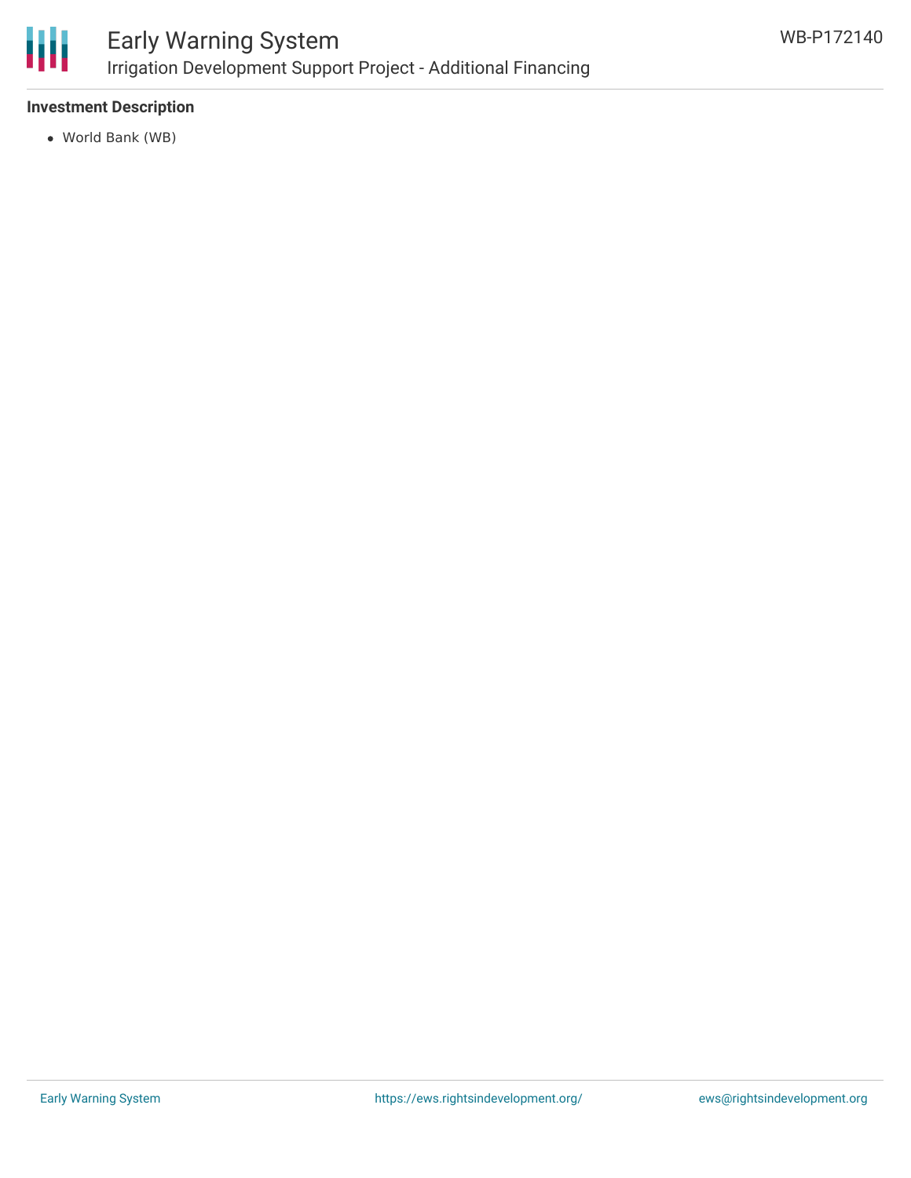**Investment Description**

- World Bank (WB)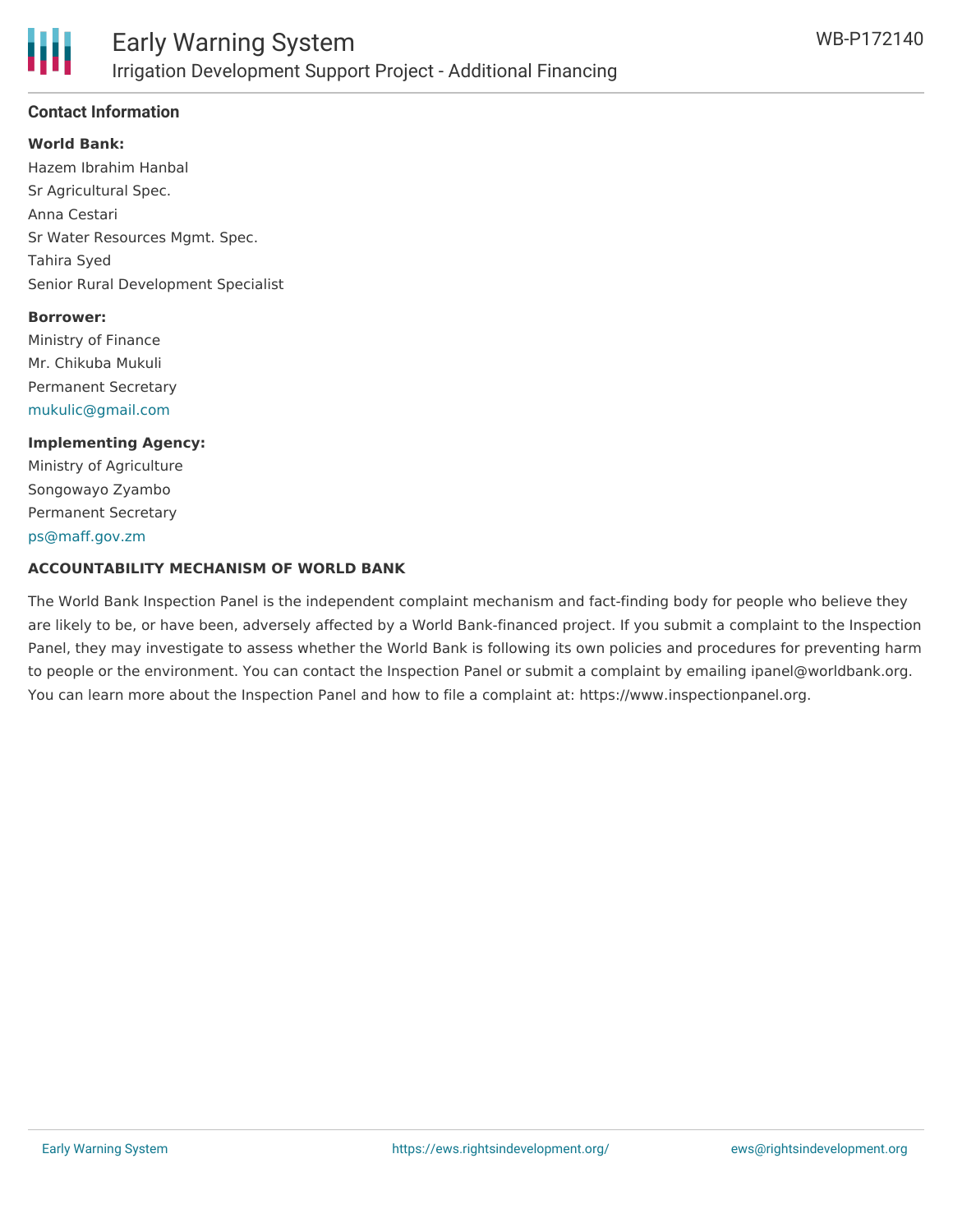### Contact Information

**World Bank:**

Hazem Ibrahim Hanbal
Sr Agricultural Spec.
Anna Cestari
Sr Water Resources Mgmt. Spec.
Tahira Syed
Senior Rural Development Specialist

**Borrower:**

Ministry of Finance
Mr. Chikuba Mukuli
Permanent Secretary
mukulic@gmail.com

**Implementing Agency:**

Ministry of Agriculture
Songowayo Zyambo
Permanent Secretary
ps@maff.gov.zm

**ACCOUNTABILITY MECHANISM OF WORLD BANK**

The World Bank Inspection Panel is the independent complaint mechanism and fact-finding body for people who believe they are likely to be, or have been, adversely affected by a World Bank-financed project. If you submit a complaint to the Inspection Panel, they may investigate to assess whether the World Bank is following its own policies and procedures for preventing harm to people or the environment. You can contact the Inspection Panel or submit a complaint by emailing ipanel@worldbank.org. You can learn more about the Inspection Panel and how to file a complaint at: https://www.inspectionpanel.org.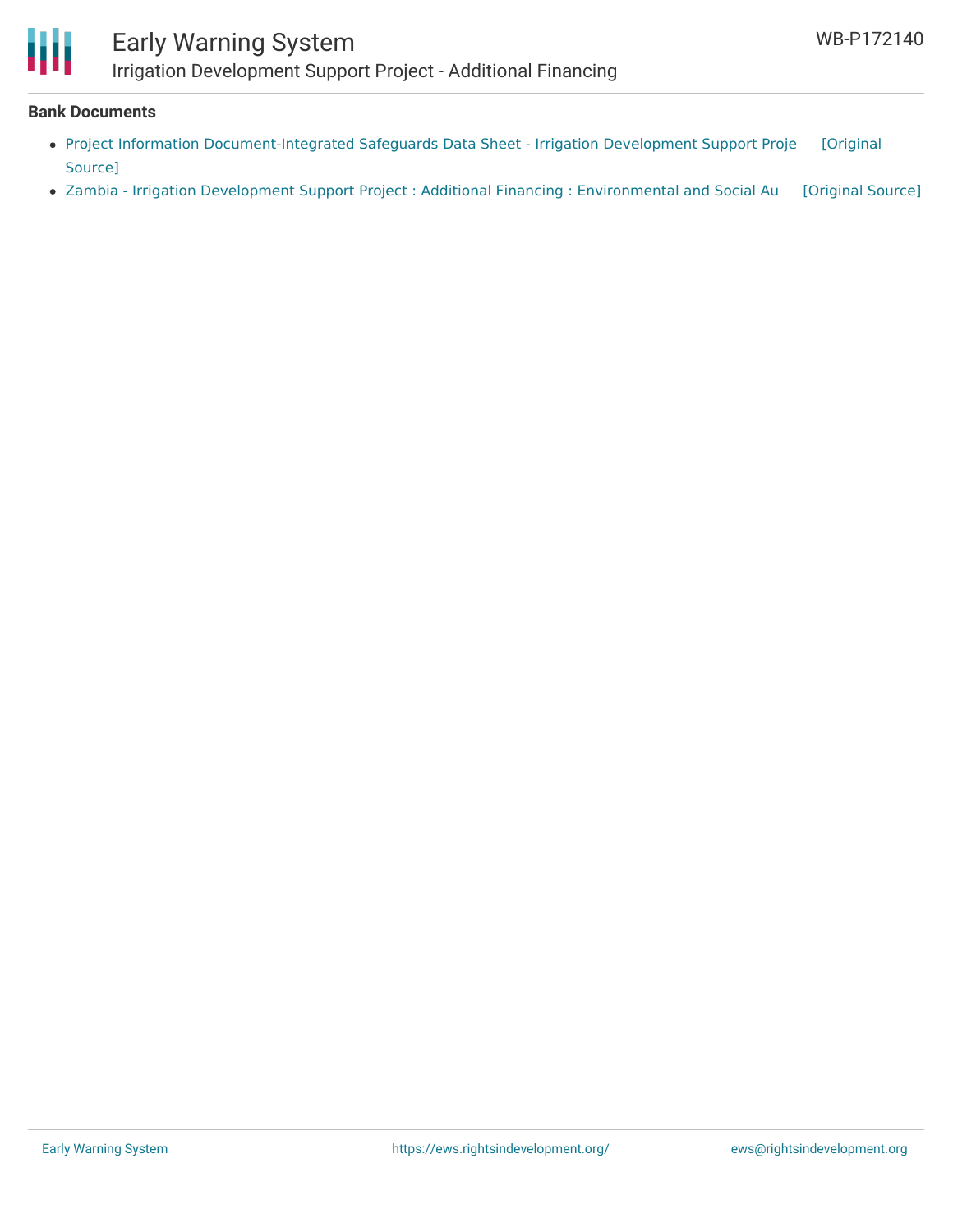**Bank Documents**

- Project Information Document-Integrated Safeguards Data Sheet - Irrigation Development Support Proje [Original Source]
- Zambia - Irrigation Development Support Project : Additional Financing : Environmental and Social Au [Original Source]